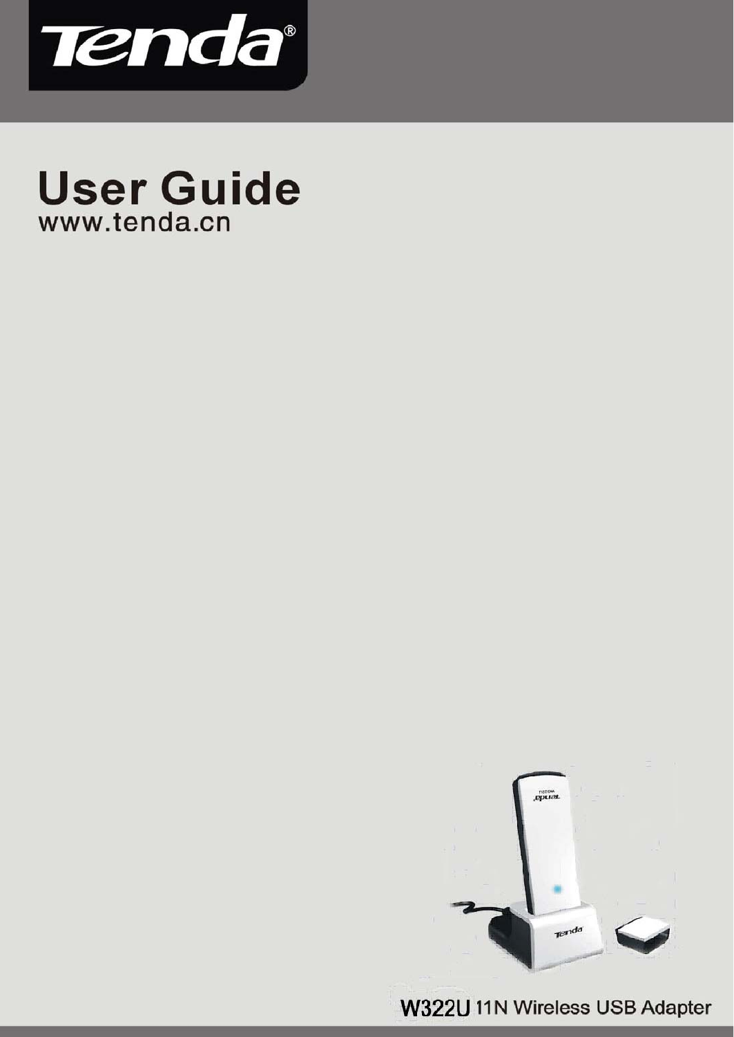Tenda®

# User Guide

www.tenda.cn

W322U 11N Wireless USB Adapter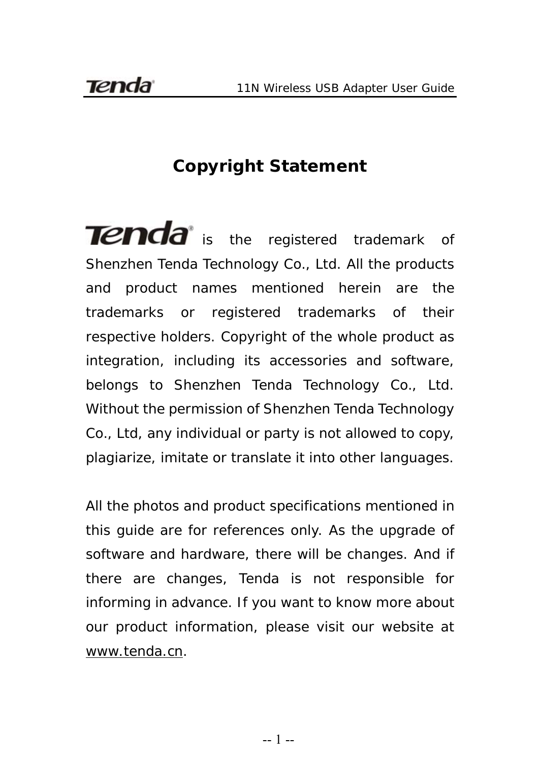# Copyright Statement

Tenda is the registered trademark of Shenzhen Tenda Technology Co., Ltd. All the products and product names mentioned herein are the trademarks or registered trademarks of their respective holders. Copyright of the whole product as integration, including its accessories and software, belongs to Shenzhen Tenda Technology Co., Ltd. Without the permission of Shenzhen Tenda Technology Co., Ltd, any individual or party is not allowed to copy, plagiarize, imitate or translate it into other languages.

All the photos and product specifications mentioned in this guide are for references only. As the upgrade of software and hardware, there will be changes. And if there are changes, Tenda is not responsible for informing in advance. If you want to know more about our product information, please visit our website at www.tenda.cn.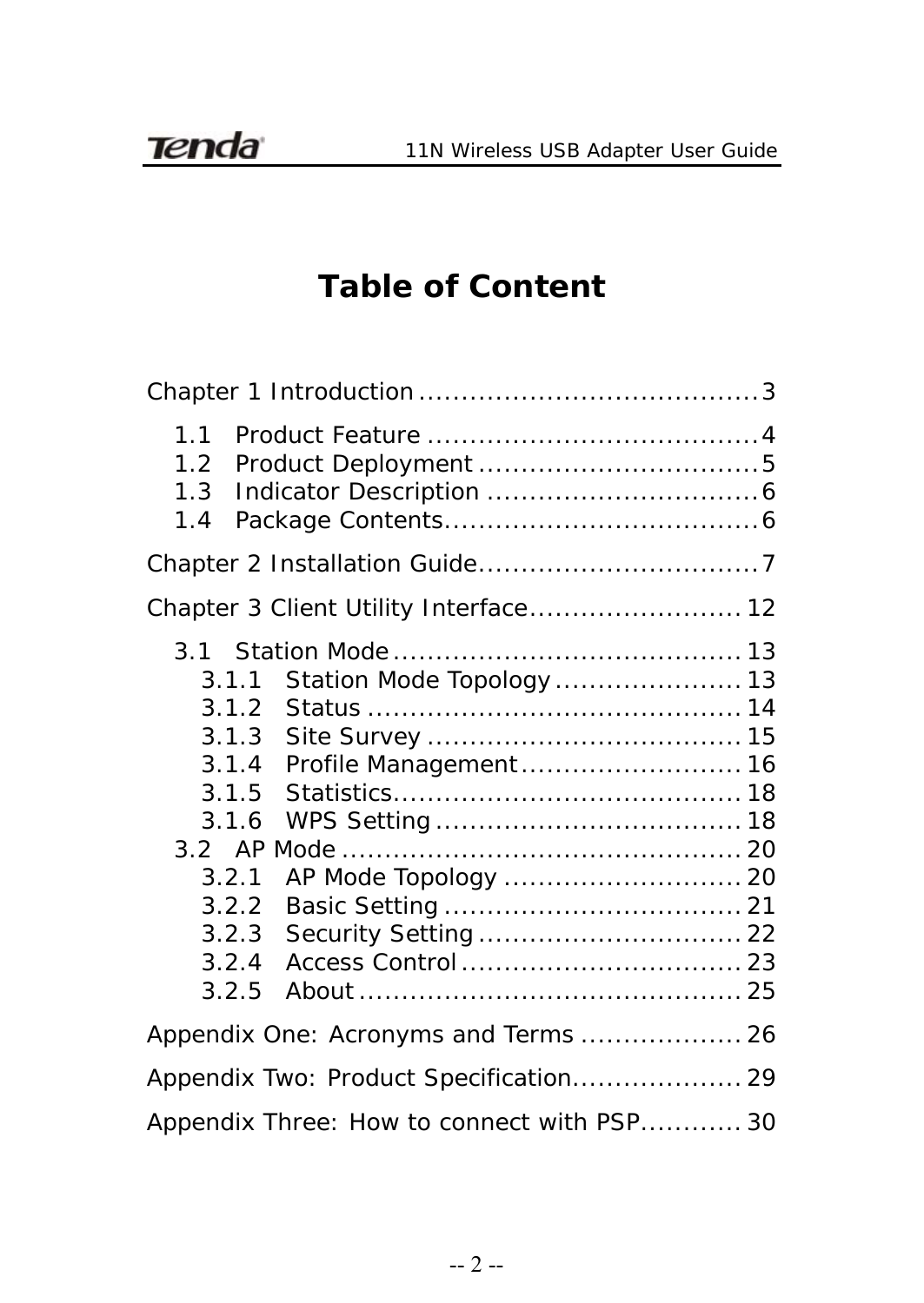# Table of Content

Chapter 1 Introduction ........................................ 3

- 1.1 Product Feature ........................................ 4
- 1.2 Product Deployment ................................. 5
- 1.3 Indicator Description ................................ 6
- 1.4 Package Contents...................................... 6

Chapter 2 Installation Guide.................................. 7

Chapter 3 Client Utility Interface......................... 12

- 3.1 Station Mode ......................................... 13
  - 3.1.1 Station Mode Topology ...................... 13
  - 3.1.2 Status ........................................... 14
  - 3.1.3 Site Survey .................................... 15
  - 3.1.4 Profile Management.......................... 16
  - 3.1.5 Statistics........................................ 18
  - 3.1.6 WPS Setting ................................... 18
- 3.2 AP Mode ............................................... 20
  - 3.2.1 AP Mode Topology ............................ 20
  - 3.2.2 Basic Setting .................................. 21
  - 3.2.3 Security Setting .............................. 22
  - 3.2.4 Access Control ................................ 23
  - 3.2.5 About ............................................ 25

Appendix One: Acronyms and Terms ................... 26

Appendix Two: Product Specification.................... 29

Appendix Three: How to connect with PSP............ 30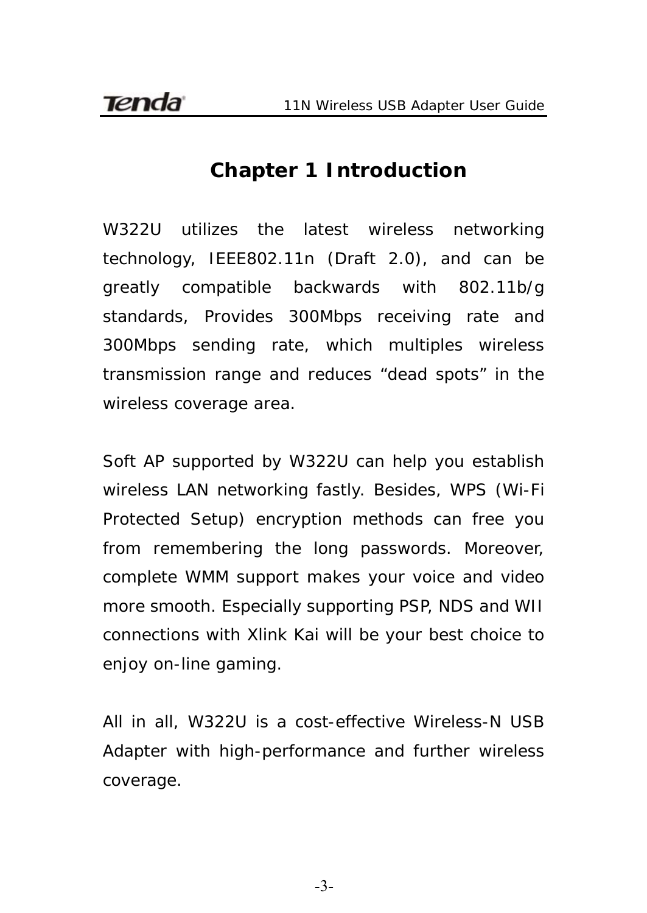# Chapter 1 Introduction

W322U utilizes the latest wireless networking technology, IEEE802.11n (Draft 2.0), and can be greatly compatible backwards with 802.11b/g standards, Provides 300Mbps receiving rate and 300Mbps sending rate, which multiples wireless transmission range and reduces “dead spots” in the wireless coverage area.

Soft AP supported by W322U can help you establish wireless LAN networking fastly. Besides, WPS (Wi-Fi Protected Setup) encryption methods can free you from remembering the long passwords. Moreover, complete WMM support makes your voice and video more smooth. Especially supporting PSP, NDS and WII connections with Xlink Kai will be your best choice to enjoy on-line gaming.

All in all, W322U is a cost-effective Wireless-N USB Adapter with high-performance and further wireless coverage.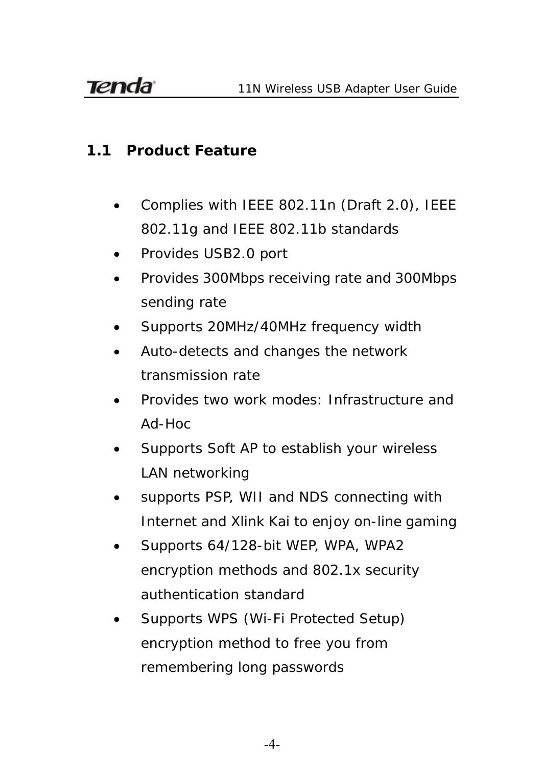## 1.1 Product Feature

- Complies with IEEE 802.11n (Draft 2.0), IEEE 802.11g and IEEE 802.11b standards
- Provides USB2.0 port
- Provides 300Mbps receiving rate and 300Mbps sending rate
- Supports 20MHz/40MHz frequency width
- Auto-detects and changes the network transmission rate
- Provides two work modes: Infrastructure and Ad-Hoc
- Supports Soft AP to establish your wireless LAN networking
- supports PSP, WII and NDS connecting with Internet and Xlink Kai to enjoy on-line gaming
- Supports 64/128-bit WEP, WPA, WPA2 encryption methods and 802.1x security authentication standard
- Supports WPS (Wi-Fi Protected Setup) encryption method to free you from remembering long passwords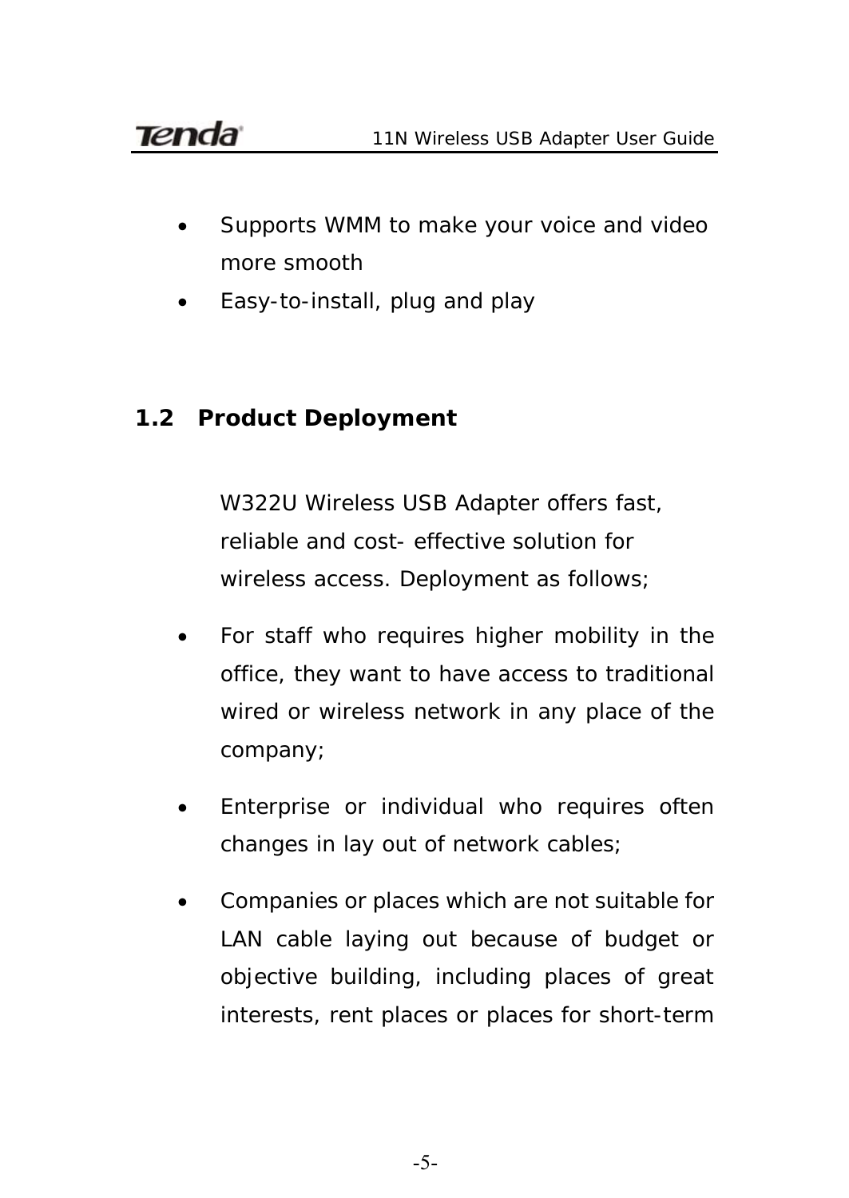- Supports WMM to make your voice and video more smooth
- Easy-to-install, plug and play

## 1.2 Product Deployment

W322U Wireless USB Adapter offers fast, reliable and cost- effective solution for wireless access. Deployment as follows;

- For staff who requires higher mobility in the office, they want to have access to traditional wired or wireless network in any place of the company;
- Enterprise or individual who requires often changes in lay out of network cables;
- Companies or places which are not suitable for LAN cable laying out because of budget or objective building, including places of great interests, rent places or places for short-term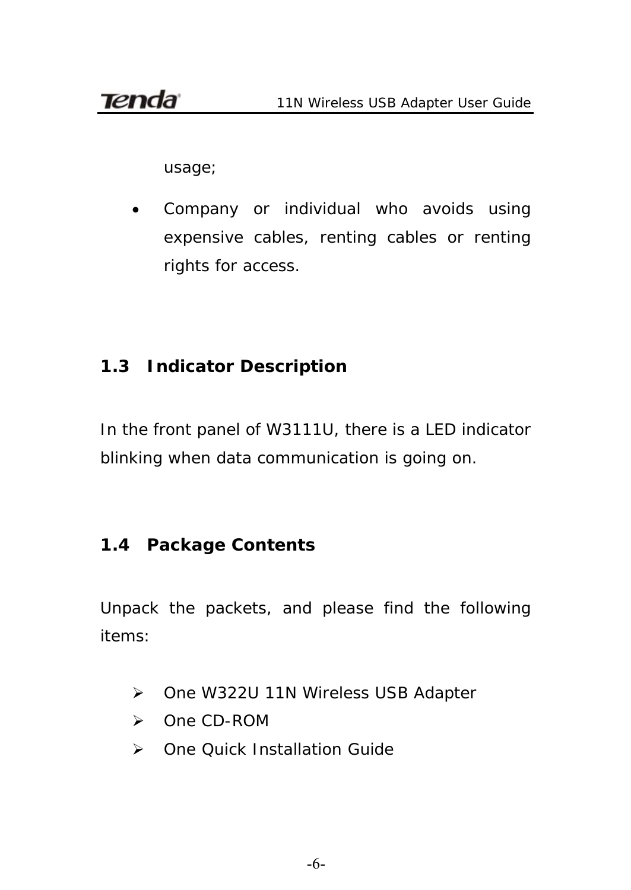usage;

- Company or individual who avoids using expensive cables, renting cables or renting rights for access.

## 1.3 Indicator Description

In the front panel of W3111U, there is a LED indicator blinking when data communication is going on.

## 1.4 Package Contents

Unpack the packets, and please find the following items:

- One W322U 11N Wireless USB Adapter
- One CD-ROM
- One Quick Installation Guide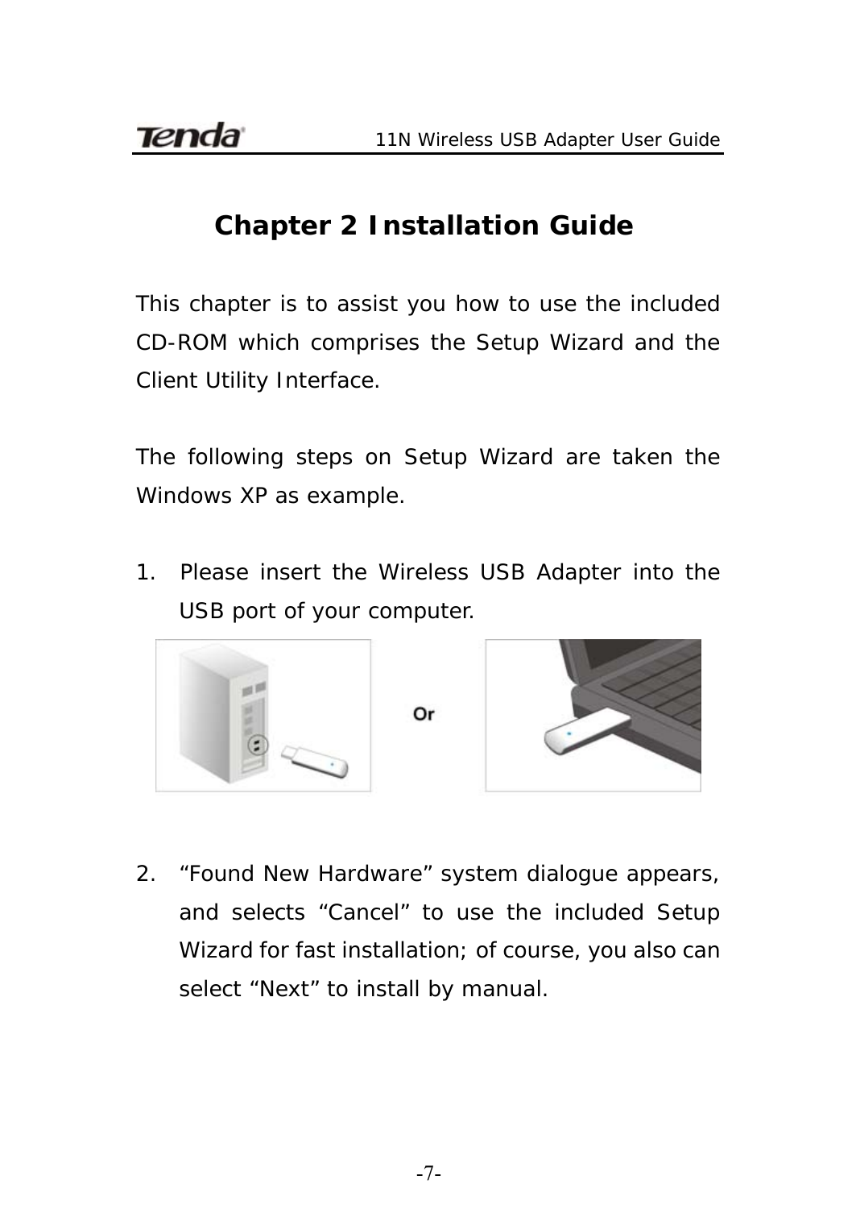# Chapter 2 Installation Guide

This chapter is to assist you how to use the included CD-ROM which comprises the Setup Wizard and the Client Utility Interface.

The following steps on Setup Wizard are taken the Windows XP as example.

1. Please insert the Wireless USB Adapter into the USB port of your computer.

2. "Found New Hardware" system dialogue appears, and selects "Cancel" to use the included Setup Wizard for fast installation; of course, you also can select "Next" to install by manual.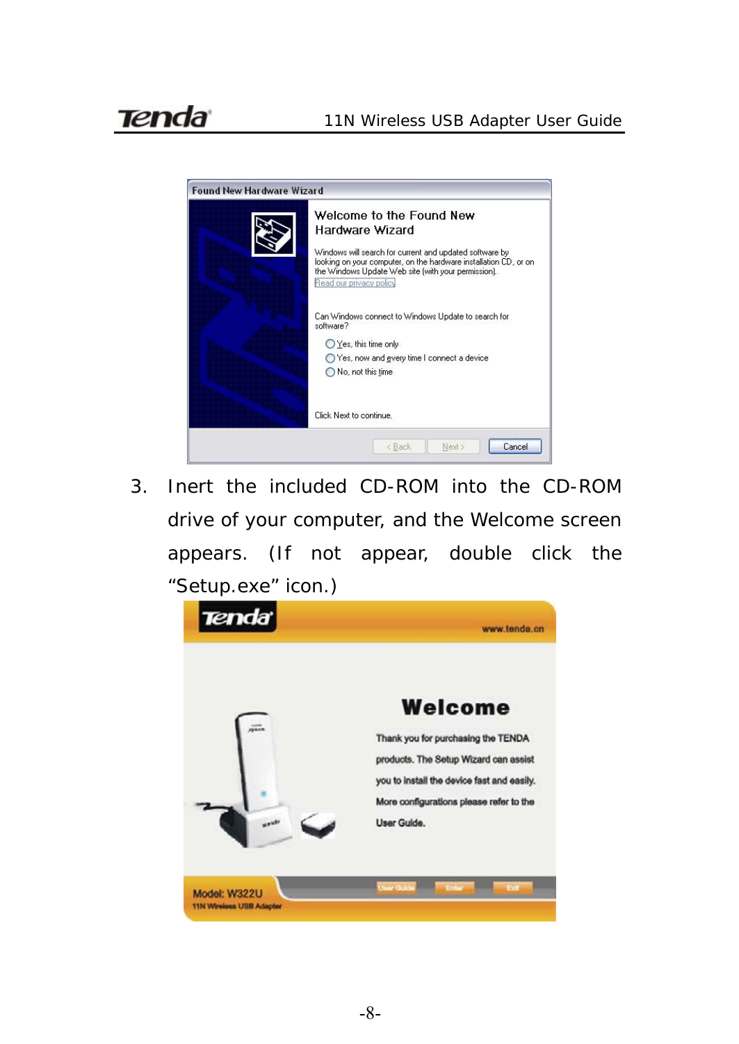3. Inert the included CD-ROM into the CD-ROM drive of your computer, and the Welcome screen appears. (If not appear, double click the "Setup.exe" icon.)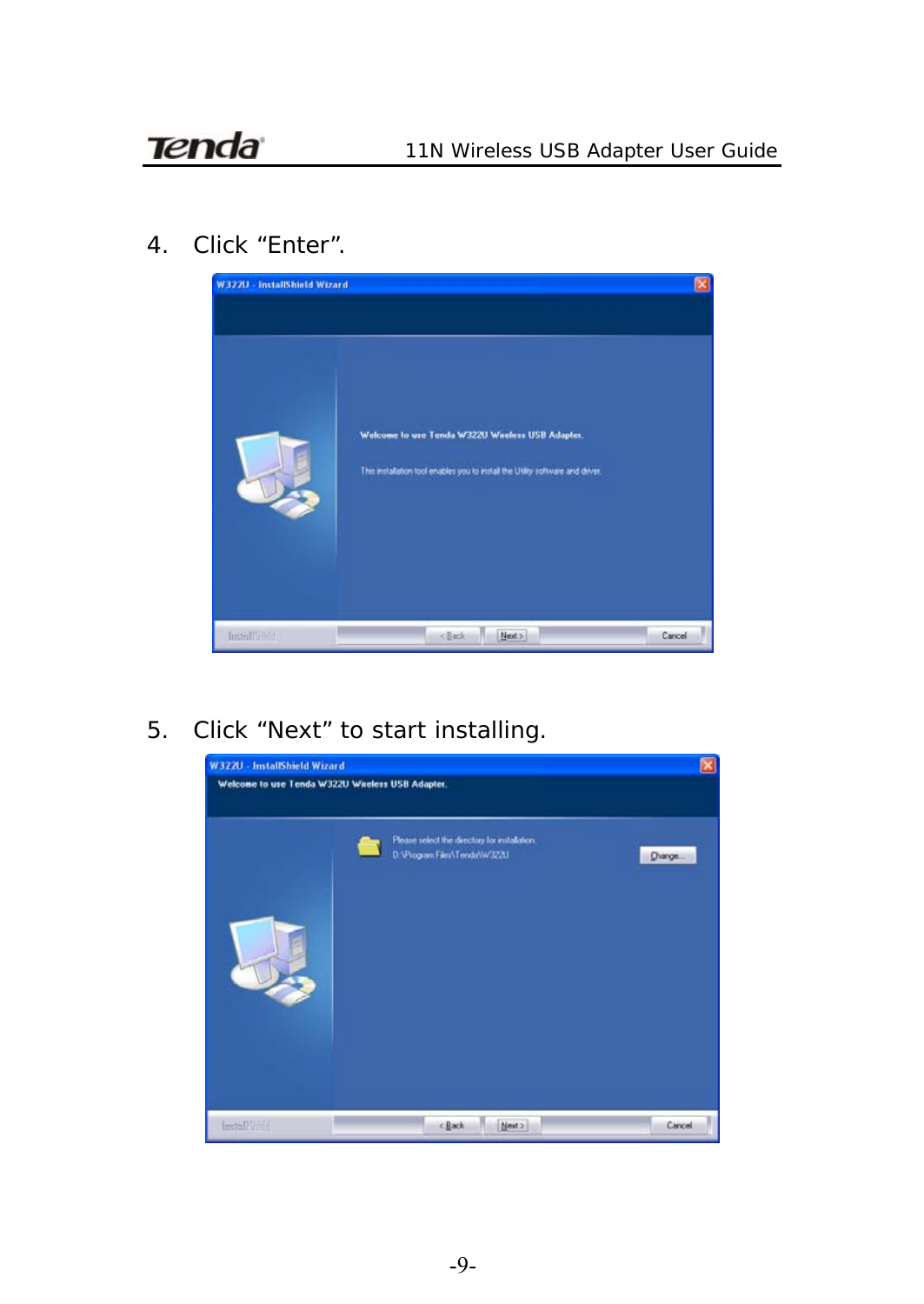4. Click “Enter”.

5. Click “Next” to start installing.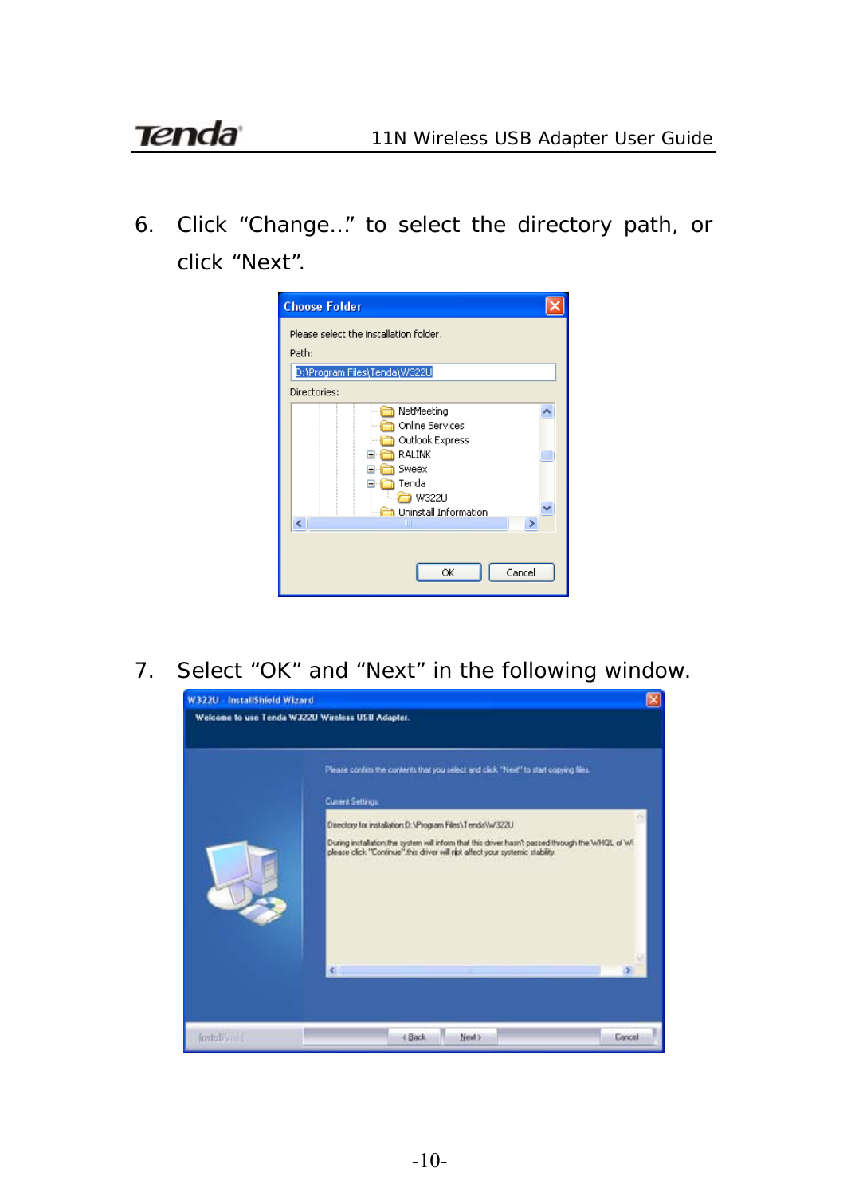6. Click "Change..." to select the directory path, or click "Next".

7. Select "OK" and "Next" in the following window.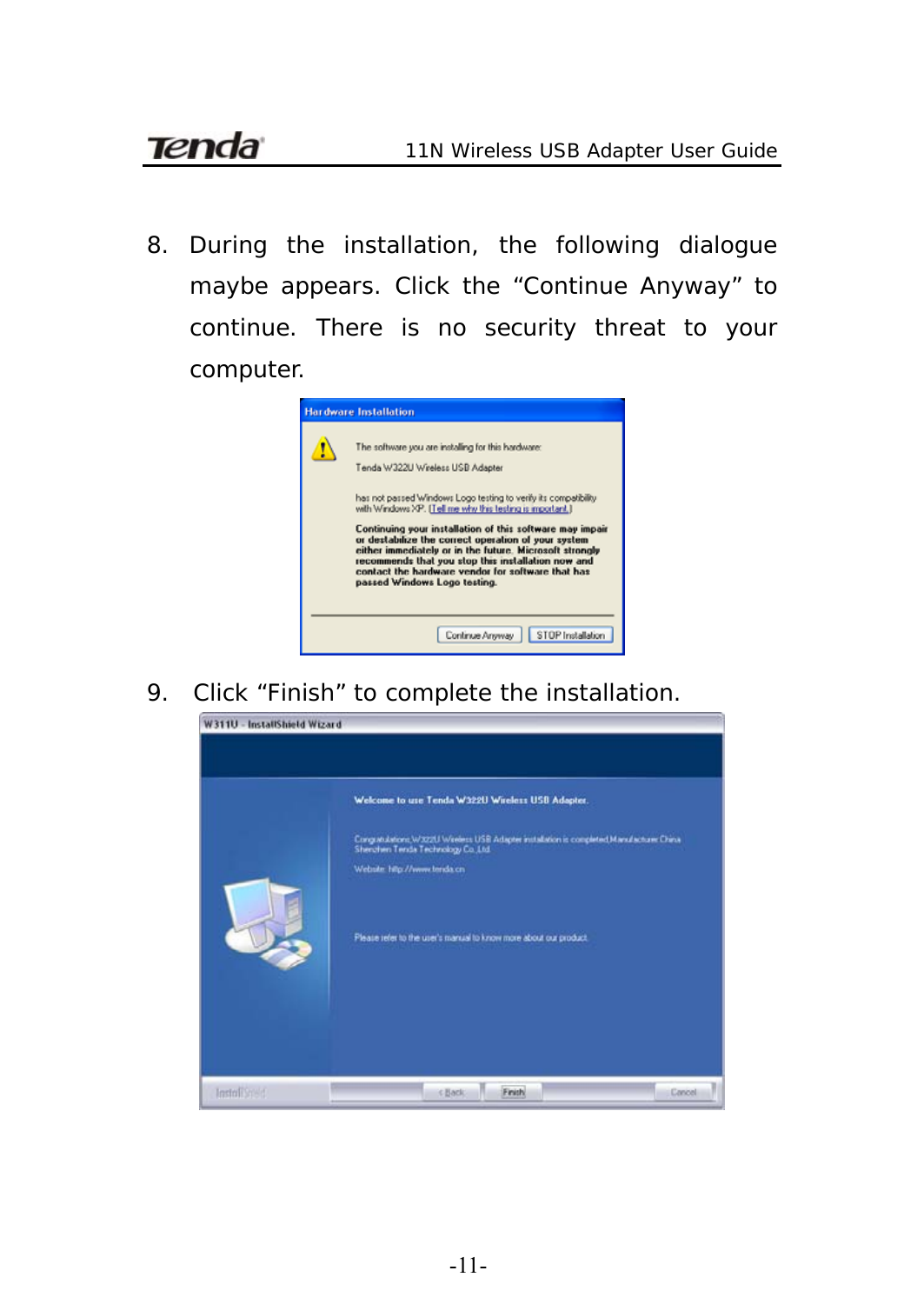8. During the installation, the following dialogue maybe appears. Click the "Continue Anyway" to continue. There is no security threat to your computer.

9. Click "Finish" to complete the installation.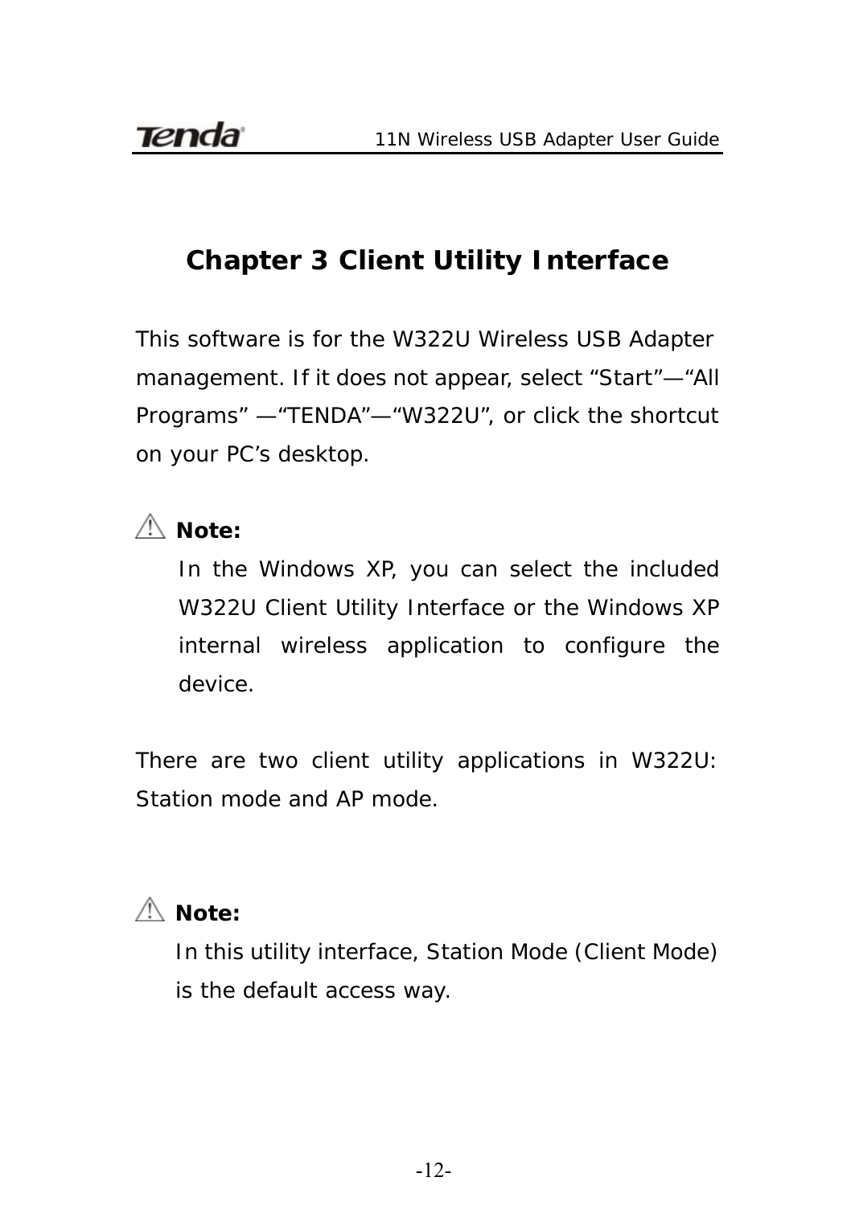# Chapter 3 Client Utility Interface

This software is for the W322U Wireless USB Adapter management. If it does not appear, select "Start"—"All Programs" —"TENDA"—"W322U", or click the shortcut on your PC's desktop.

⚠ **Note:**

In the Windows XP, you can select the included W322U Client Utility Interface or the Windows XP internal wireless application to configure the device.

There are two client utility applications in W322U: Station mode and AP mode.

⚠ **Note:**

In this utility interface, Station Mode (Client Mode) is the default access way.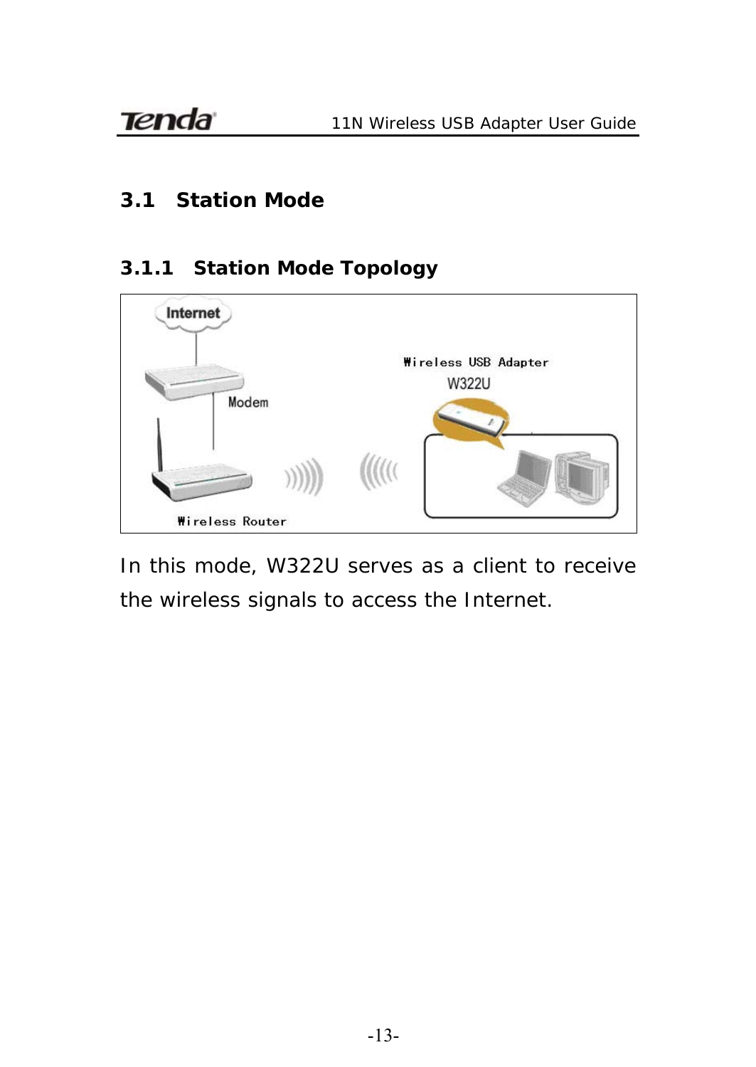## 3.1 Station Mode

### 3.1.1 Station Mode Topology

In this mode, W322U serves as a client to receive the wireless signals to access the Internet.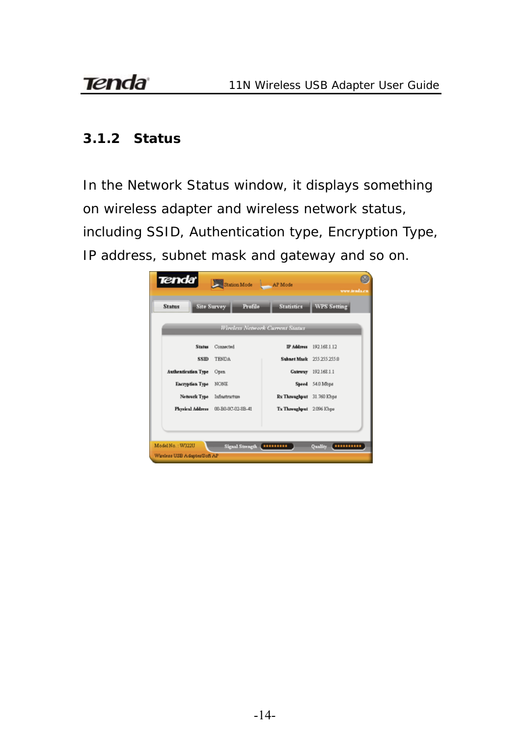### 3.1.2 Status

In the Network Status window, it displays something on wireless adapter and wireless network status, including SSID, Authentication type, Encryption Type, IP address, subnet mask and gateway and so on.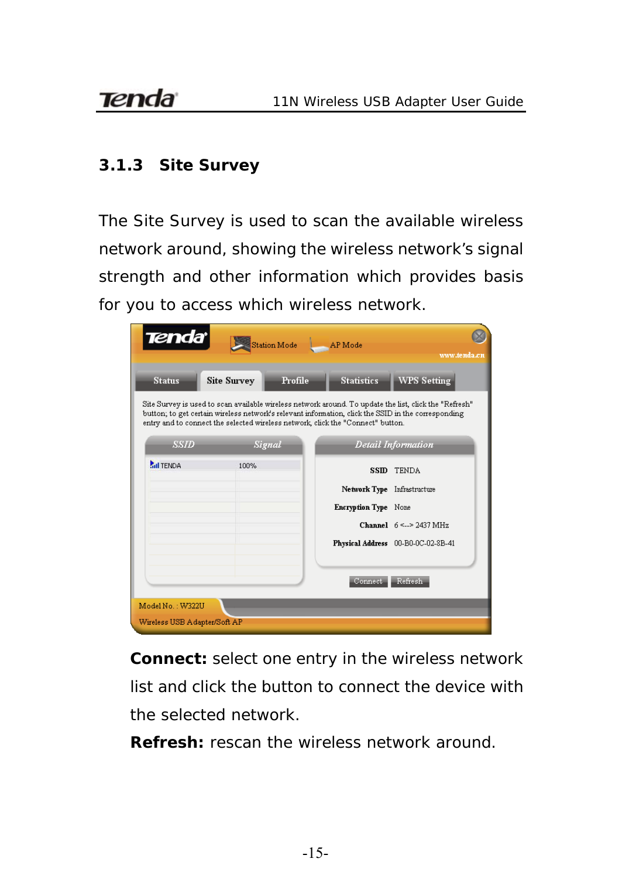### 3.1.3 Site Survey

The Site Survey is used to scan the available wireless network around, showing the wireless network's signal strength and other information which provides basis for you to access which wireless network.

**Connect:** select one entry in the wireless network list and click the button to connect the device with the selected network.

**Refresh:** rescan the wireless network around.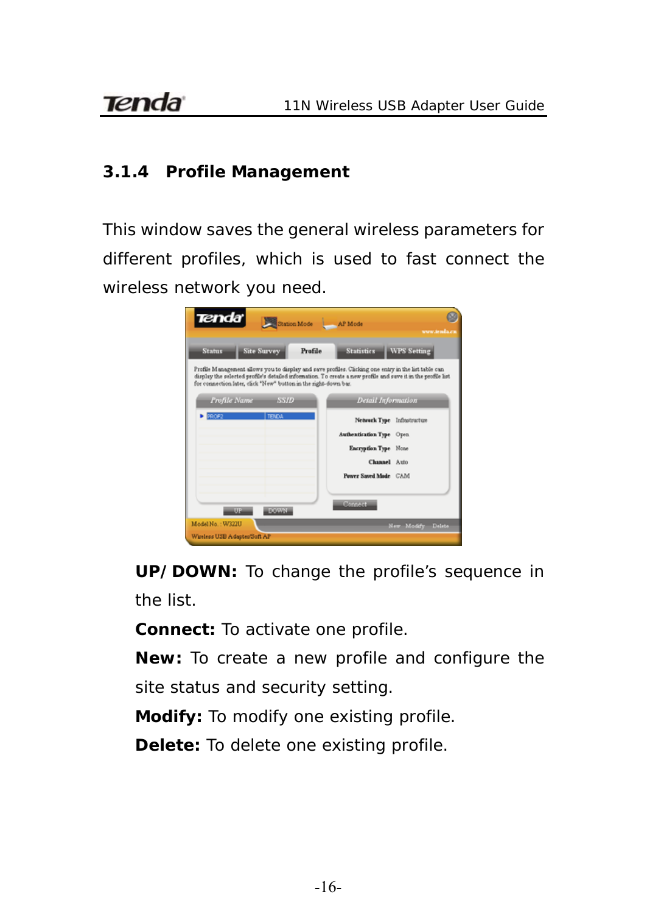### 3.1.4 Profile Management

This window saves the general wireless parameters for different profiles, which is used to fast connect the wireless network you need.

**UP/DOWN:** To change the profile's sequence in the list.

**Connect:** To activate one profile.

**New:** To create a new profile and configure the site status and security setting.

**Modify:** To modify one existing profile.

**Delete:** To delete one existing profile.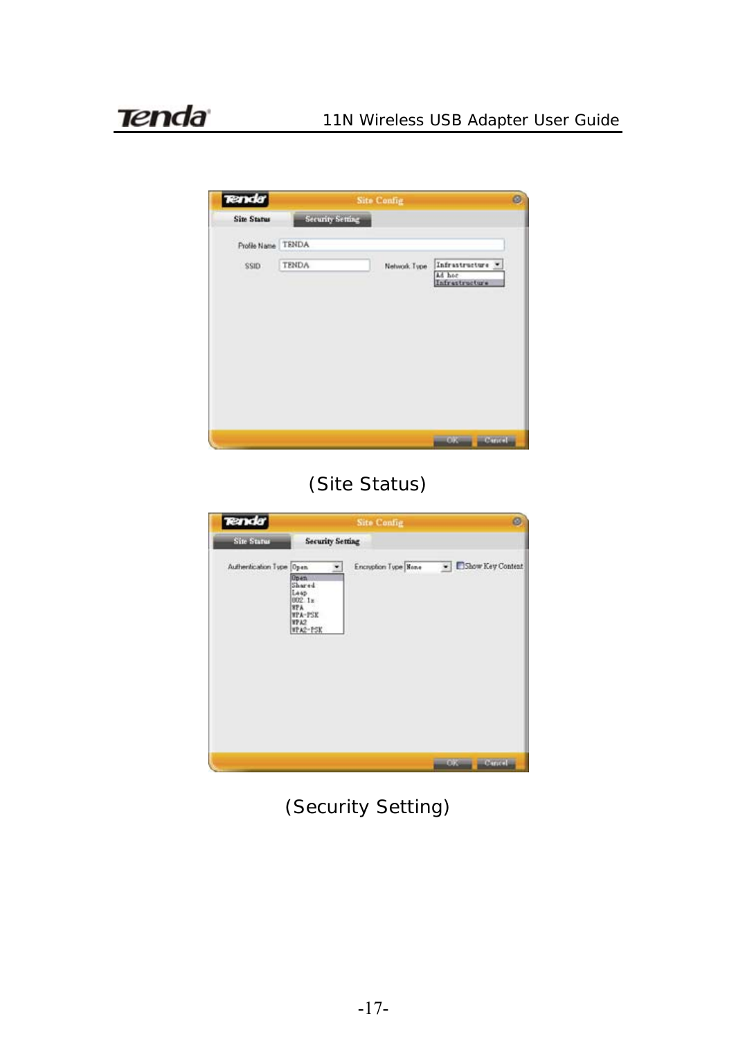(Site Status)

(Security Setting)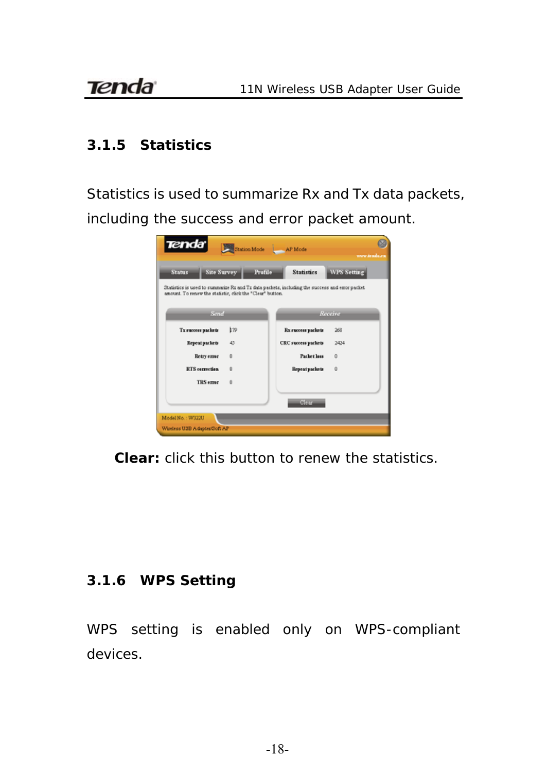### 3.1.5 Statistics

Statistics is used to summarize Rx and Tx data packets, including the success and error packet amount.

**Clear:** click this button to renew the statistics.

### 3.1.6 WPS Setting

WPS setting is enabled only on WPS-compliant devices.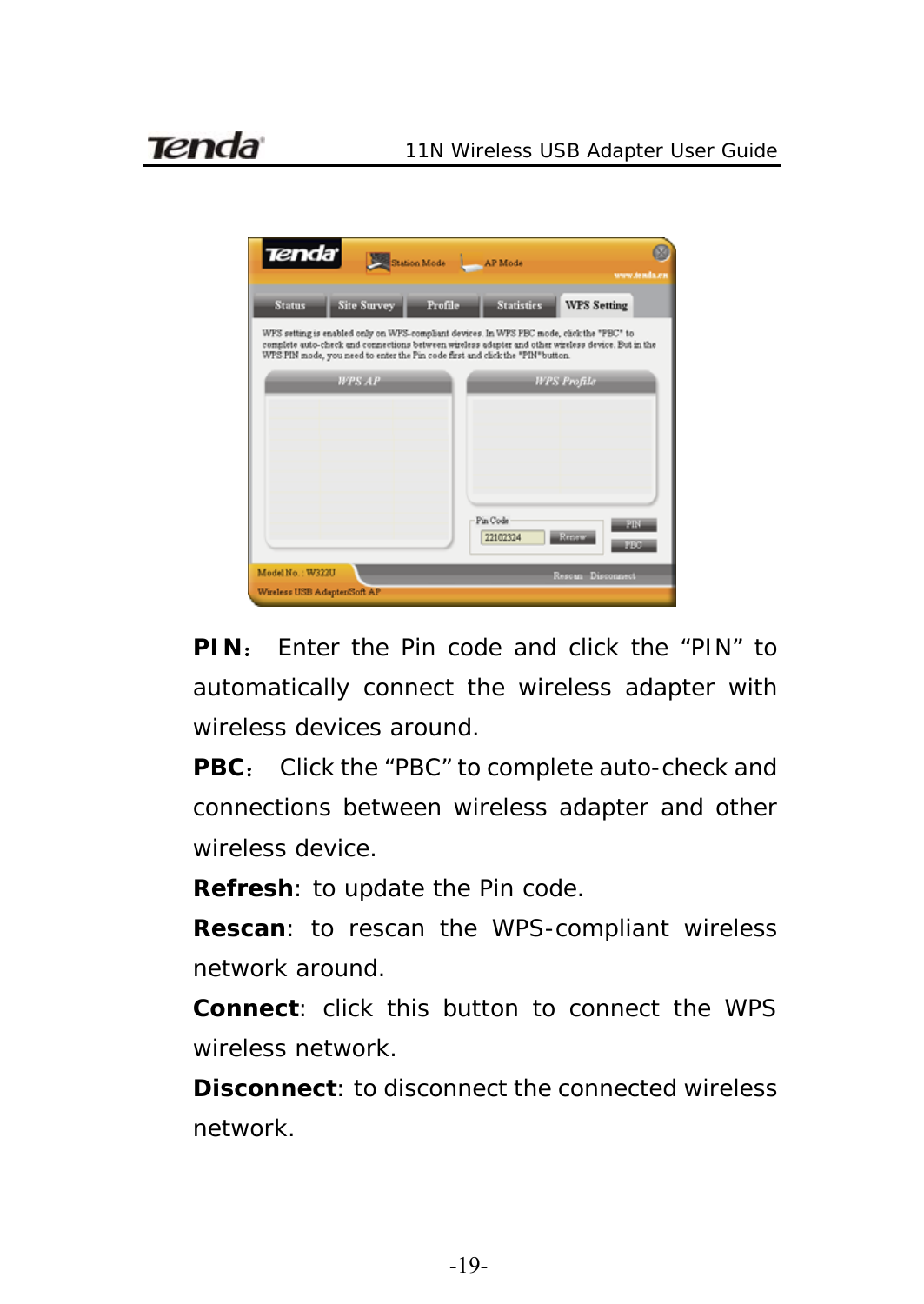**PIN**： Enter the Pin code and click the “PIN” to automatically connect the wireless adapter with wireless devices around.

**PBC**： Click the “PBC” to complete auto-check and connections between wireless adapter and other wireless device.

**Refresh**: to update the Pin code.

**Rescan**: to rescan the WPS-compliant wireless network around.

**Connect**: click this button to connect the WPS wireless network.

**Disconnect**: to disconnect the connected wireless network.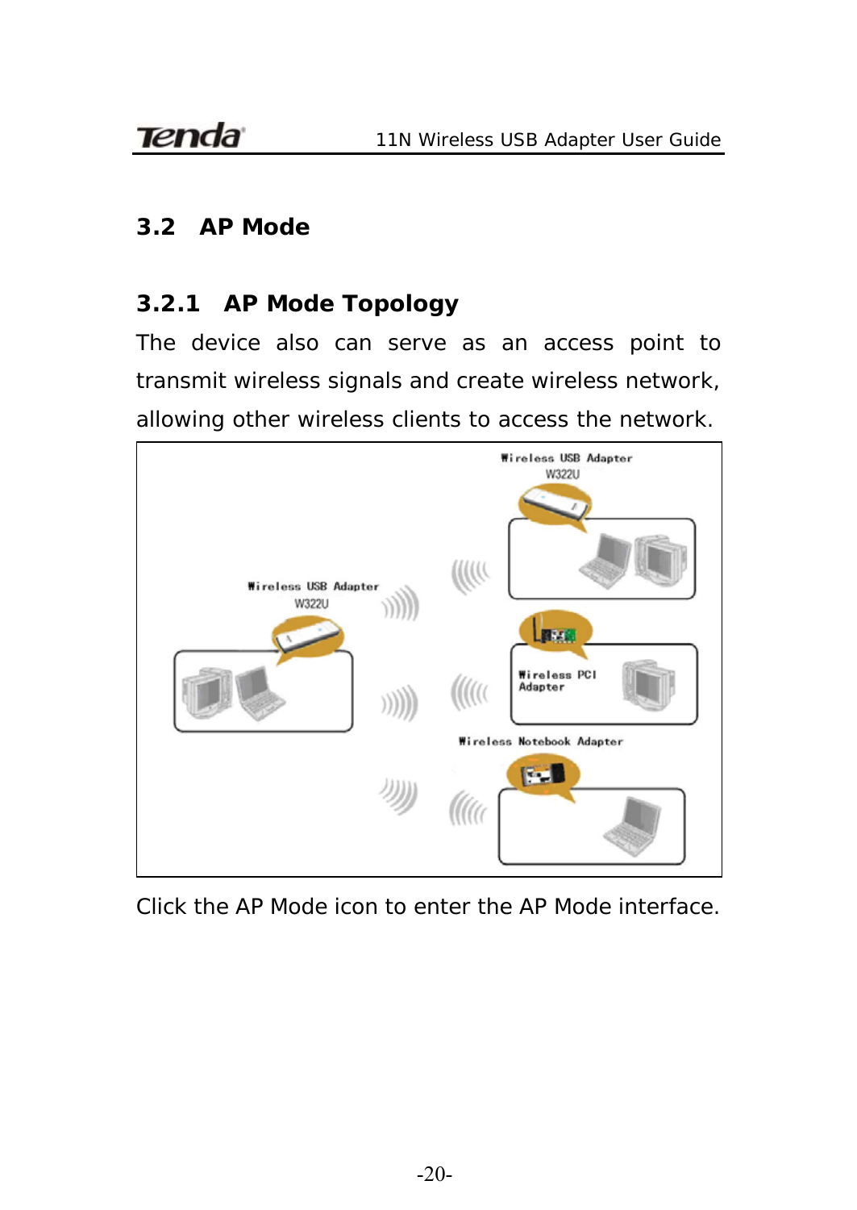## 3.2 AP Mode

### 3.2.1 AP Mode Topology

The device also can serve as an access point to transmit wireless signals and create wireless network, allowing other wireless clients to access the network.

Click the AP Mode icon to enter the AP Mode interface.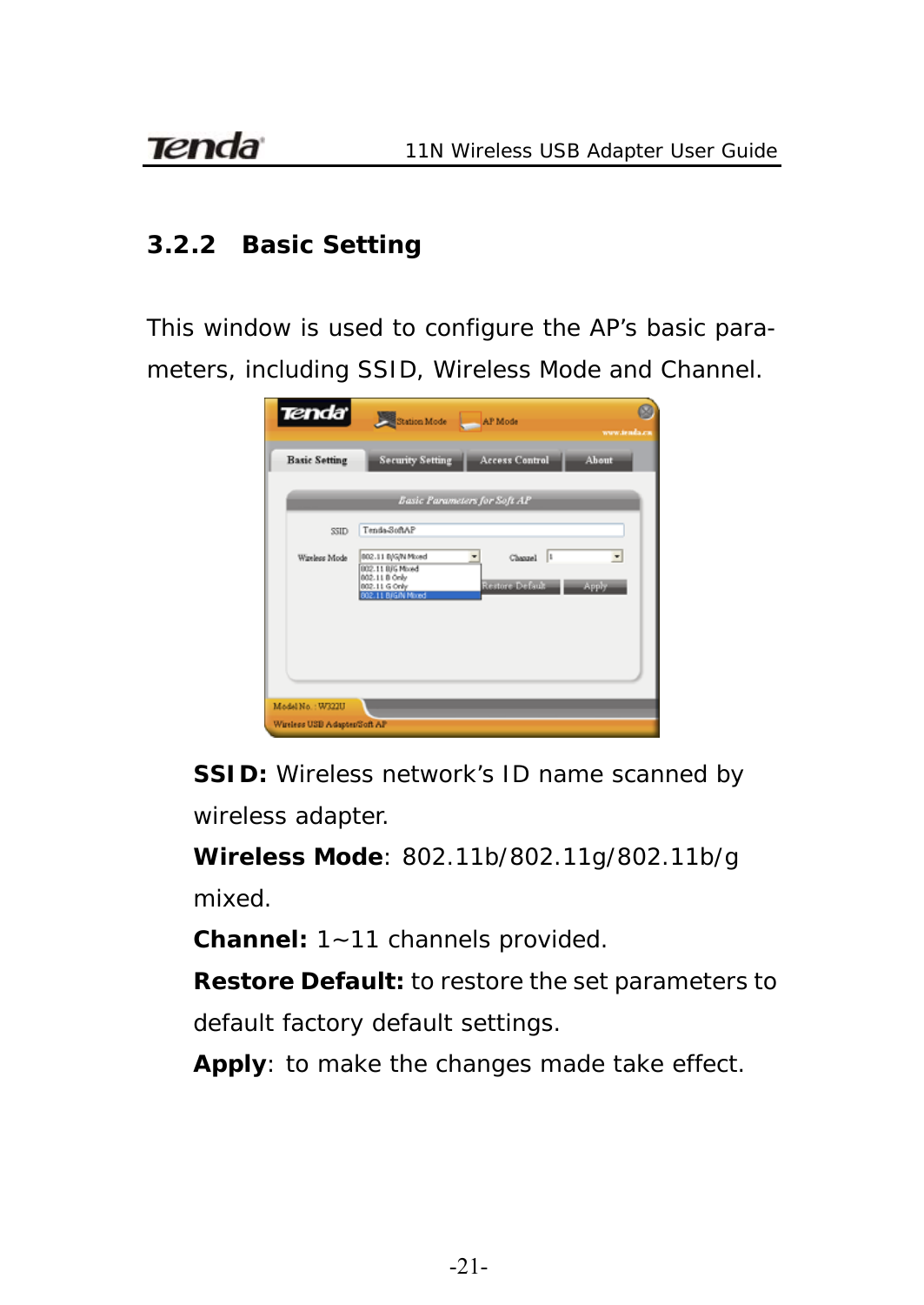### 3.2.2 Basic Setting

This window is used to configure the AP's basic parameters, including SSID, Wireless Mode and Channel.

**SSID:** Wireless network's ID name scanned by wireless adapter.

**Wireless Mode**: 802.11b/802.11g/802.11b/g mixed.

**Channel:** 1~11 channels provided.

**Restore Default:** to restore the set parameters to default factory default settings.

**Apply**: to make the changes made take effect.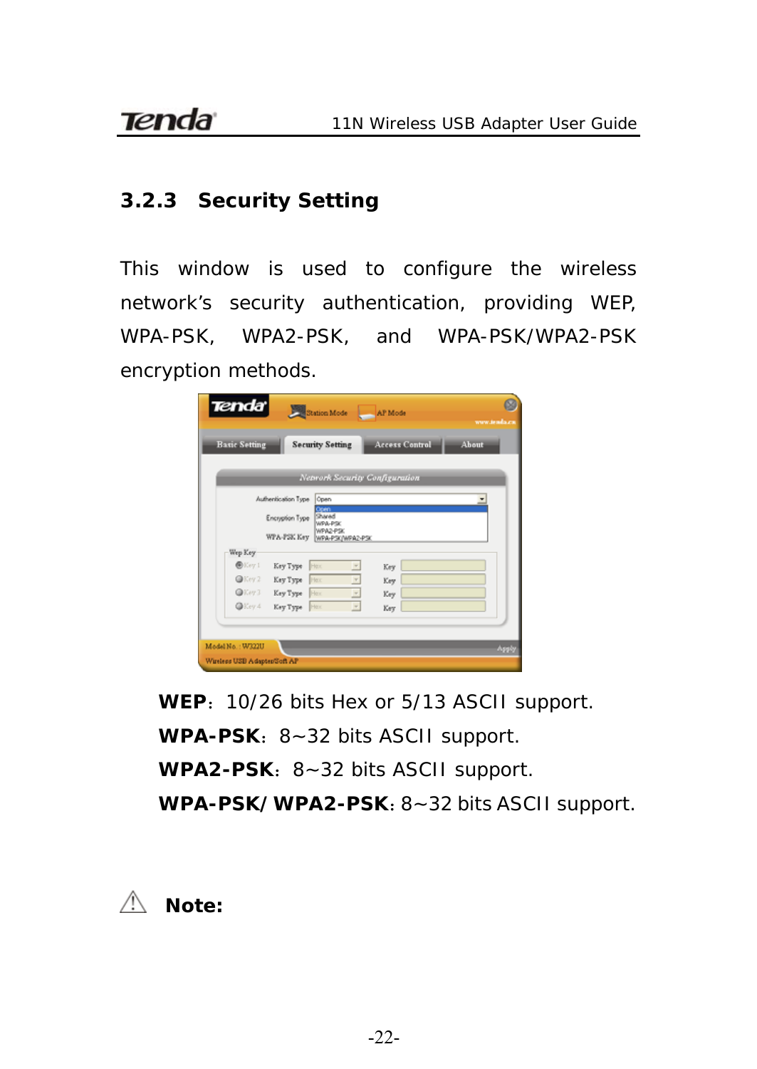### 3.2.3 Security Setting

This window is used to configure the wireless network's security authentication, providing WEP, WPA-PSK, WPA2-PSK, and WPA-PSK/WPA2-PSK encryption methods.

**WEP**: 10/26 bits Hex or 5/13 ASCII support.

**WPA-PSK**: 8~32 bits ASCII support.

**WPA2-PSK**: 8~32 bits ASCII support.

**WPA-PSK/ WPA2-PSK**: 8~32 bits ASCII support.

⚠ **Note:**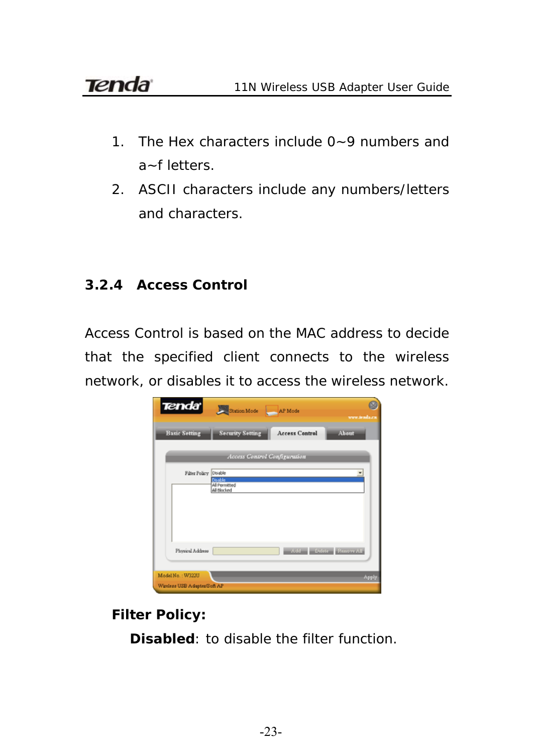1. The Hex characters include 0~9 numbers and a~f letters.
2. ASCII characters include any numbers/letters and characters.

### 3.2.4 Access Control

Access Control is based on the MAC address to decide that the specified client connects to the wireless network, or disables it to access the wireless network.

**Filter Policy:**

**Disabled**: to disable the filter function.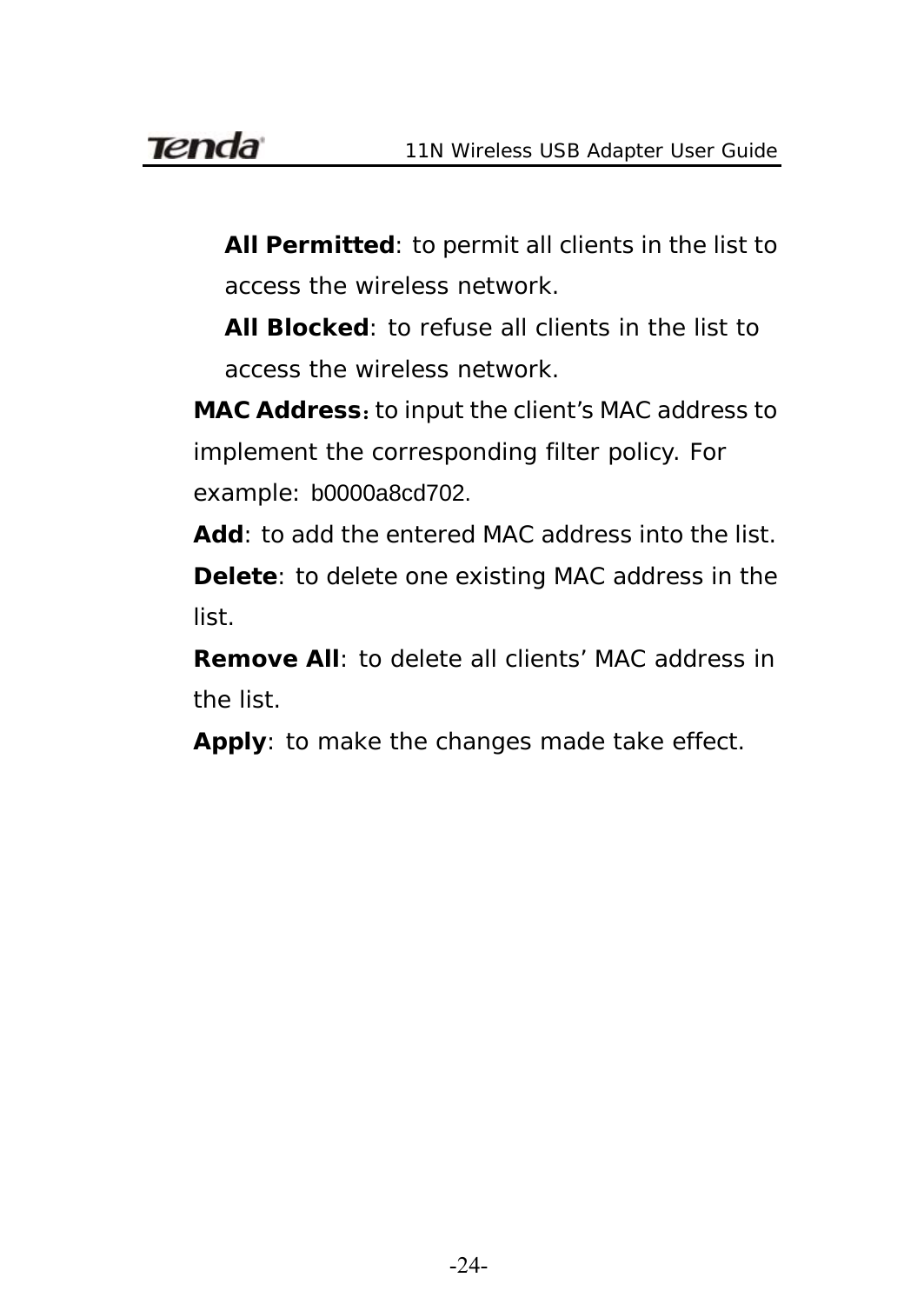**All Permitted**: to permit all clients in the list to access the wireless network.

**All Blocked**: to refuse all clients in the list to access the wireless network.

**MAC Address**: to input the client's MAC address to implement the corresponding filter policy. For example: b0000a8cd702.

**Add**: to add the entered MAC address into the list.

**Delete**: to delete one existing MAC address in the list.

**Remove All**: to delete all clients' MAC address in the list.

**Apply**: to make the changes made take effect.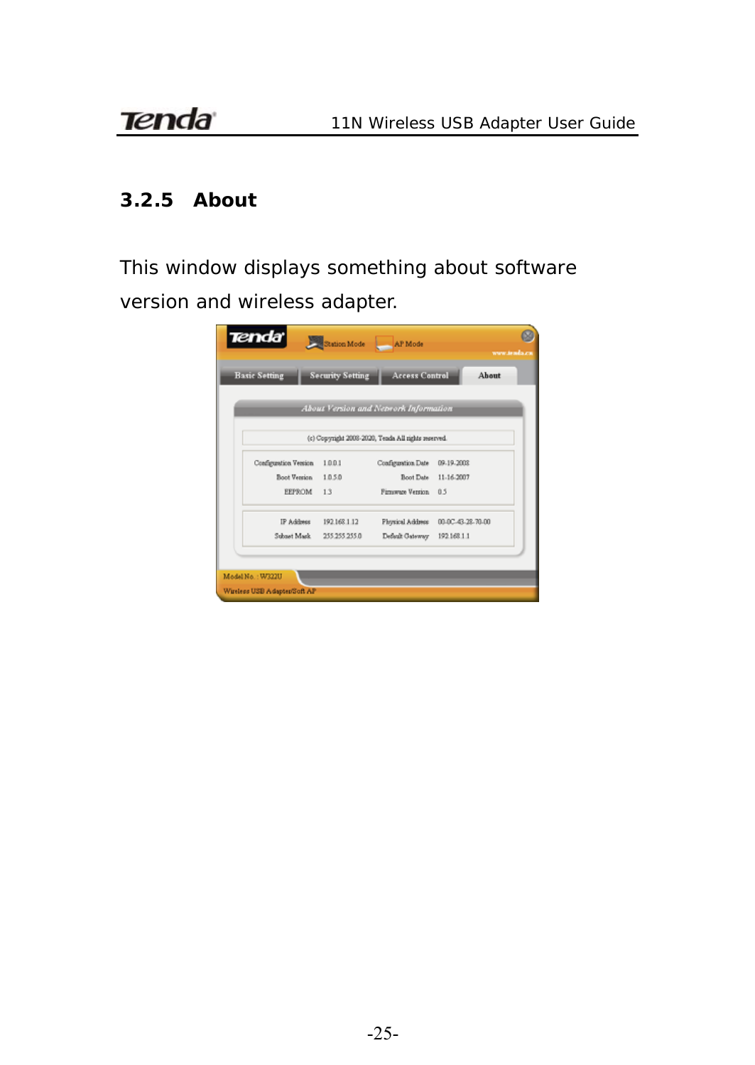### 3.2.5 About

This window displays something about software version and wireless adapter.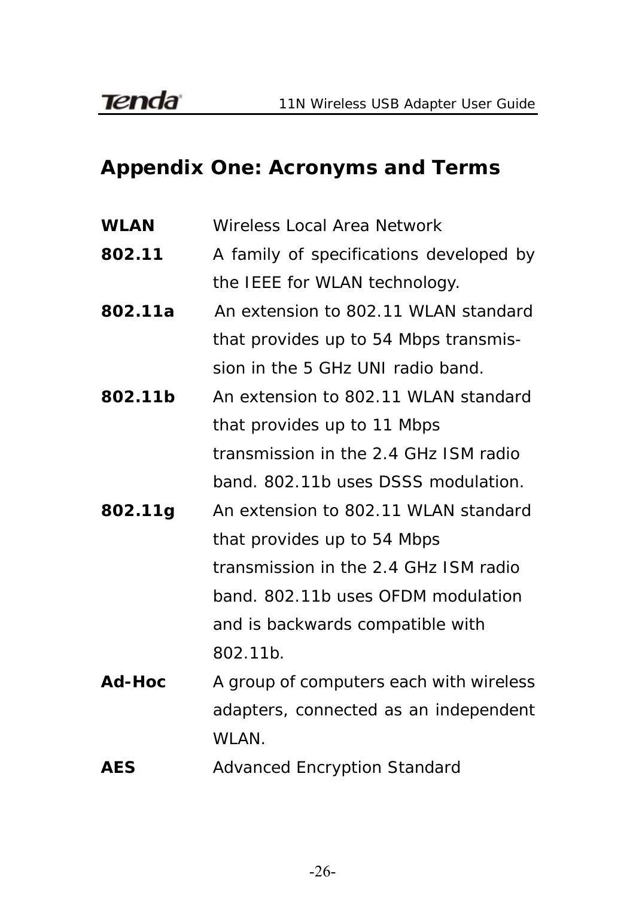## Appendix One: Acronyms and Terms

| | |
|---|---|
| **WLAN** | Wireless Local Area Network |
| **802.11** | A family of specifications developed by the IEEE for WLAN technology. |
| **802.11a** | An extension to 802.11 WLAN standard that provides up to 54 Mbps transmis-sion in the 5 GHz UNI radio band. |
| **802.11b** | An extension to 802.11 WLAN standard that provides up to 11 Mbps transmission in the 2.4 GHz ISM radio band. 802.11b uses DSSS modulation. |
| **802.11g** | An extension to 802.11 WLAN standard that provides up to 54 Mbps transmission in the 2.4 GHz ISM radio band. 802.11b uses OFDM modulation and is backwards compatible with 802.11b. |
| **Ad-Hoc** | A group of computers each with wireless adapters, connected as an independent WLAN. |
| **AES** | Advanced Encryption Standard |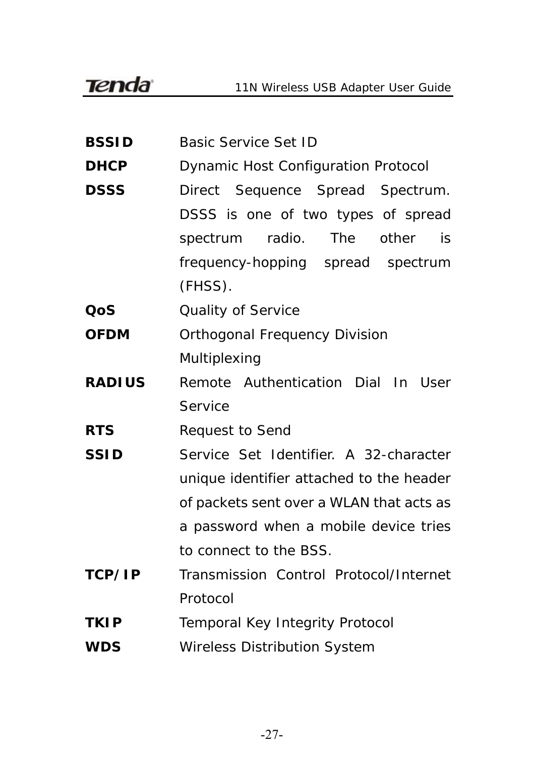**BSSID** Basic Service Set ID

**DHCP** Dynamic Host Configuration Protocol

**DSSS** Direct Sequence Spread Spectrum. DSSS is one of two types of spread spectrum radio. The other is frequency-hopping spread spectrum (FHSS).

**QoS** Quality of Service

**OFDM** Orthogonal Frequency Division Multiplexing

**RADIUS** Remote Authentication Dial In User Service

**RTS** Request to Send

**SSID** Service Set Identifier. A 32-character unique identifier attached to the header of packets sent over a WLAN that acts as a password when a mobile device tries to connect to the BSS.

**TCP/IP** Transmission Control Protocol/Internet Protocol

**TKIP** Temporal Key Integrity Protocol

**WDS** Wireless Distribution System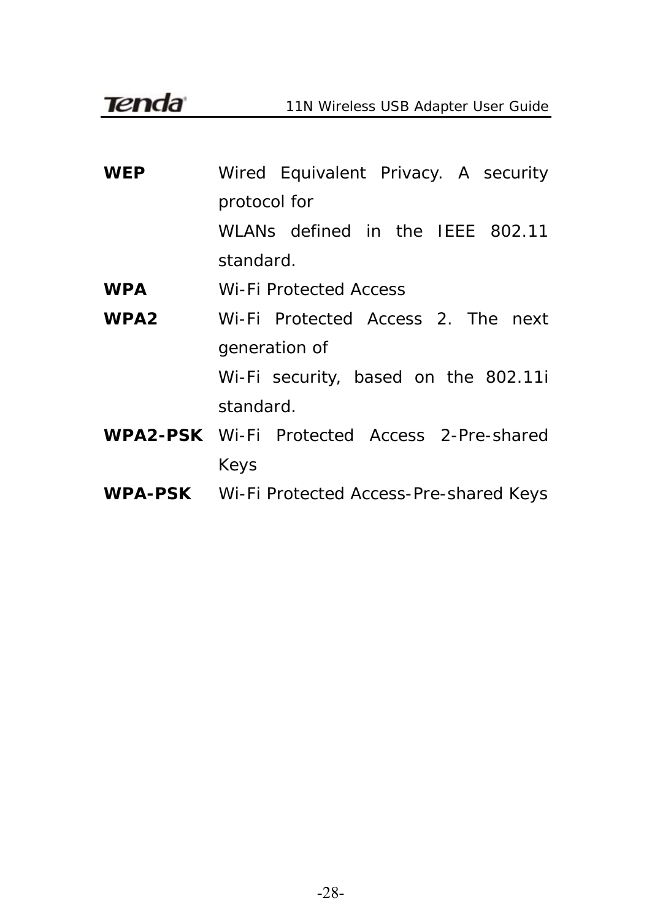**WEP** Wired Equivalent Privacy. A security protocol for WLANs defined in the IEEE 802.11 standard.

**WPA** Wi-Fi Protected Access

**WPA2** Wi-Fi Protected Access 2. The next generation of Wi-Fi security, based on the 802.11i standard.

**WPA2-PSK** Wi-Fi Protected Access 2-Pre-shared Keys

**WPA-PSK** Wi-Fi Protected Access-Pre-shared Keys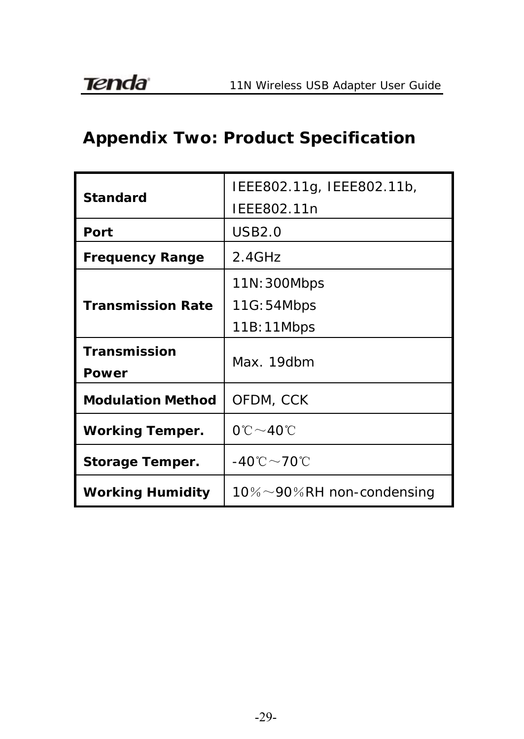## Appendix Two: Product Specification

| | |
|---|---|
| **Standard** | IEEE802.11g, IEEE802.11b, IEEE802.11n |
| **Port** | USB2.0 |
| **Frequency Range** | 2.4GHz |
| **Transmission Rate** | 11N:300Mbps<br>11G:54Mbps<br>11B:11Mbps |
| **Transmission Power** | Max. 19dbm |
| **Modulation Method** | OFDM, CCK |
| **Working Temper.** | 0℃～40℃ |
| **Storage Temper.** | -40℃～70℃ |
| **Working Humidity** | 10％～90％RH non-condensing |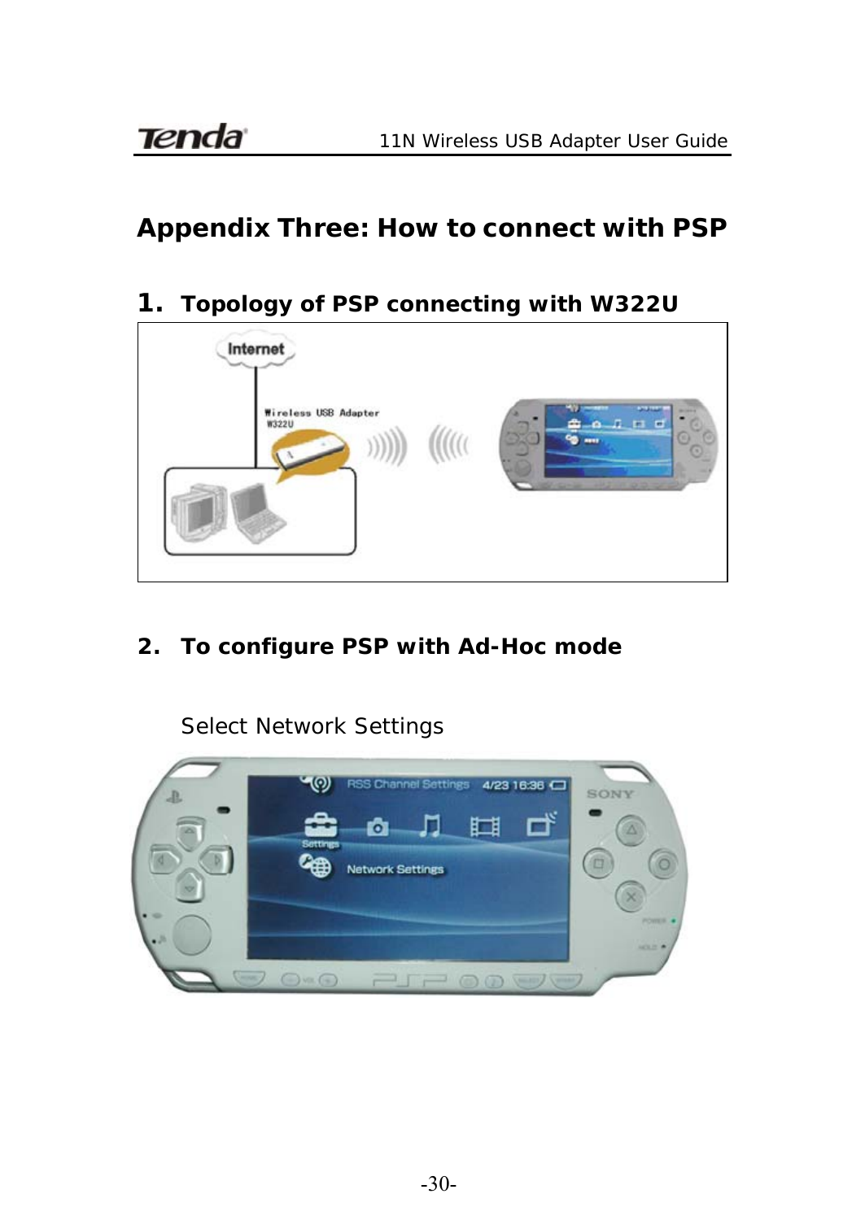# Appendix Three: How to connect with PSP

## 1. Topology of PSP connecting with W322U

## 2. To configure PSP with Ad-Hoc mode

Select Network Settings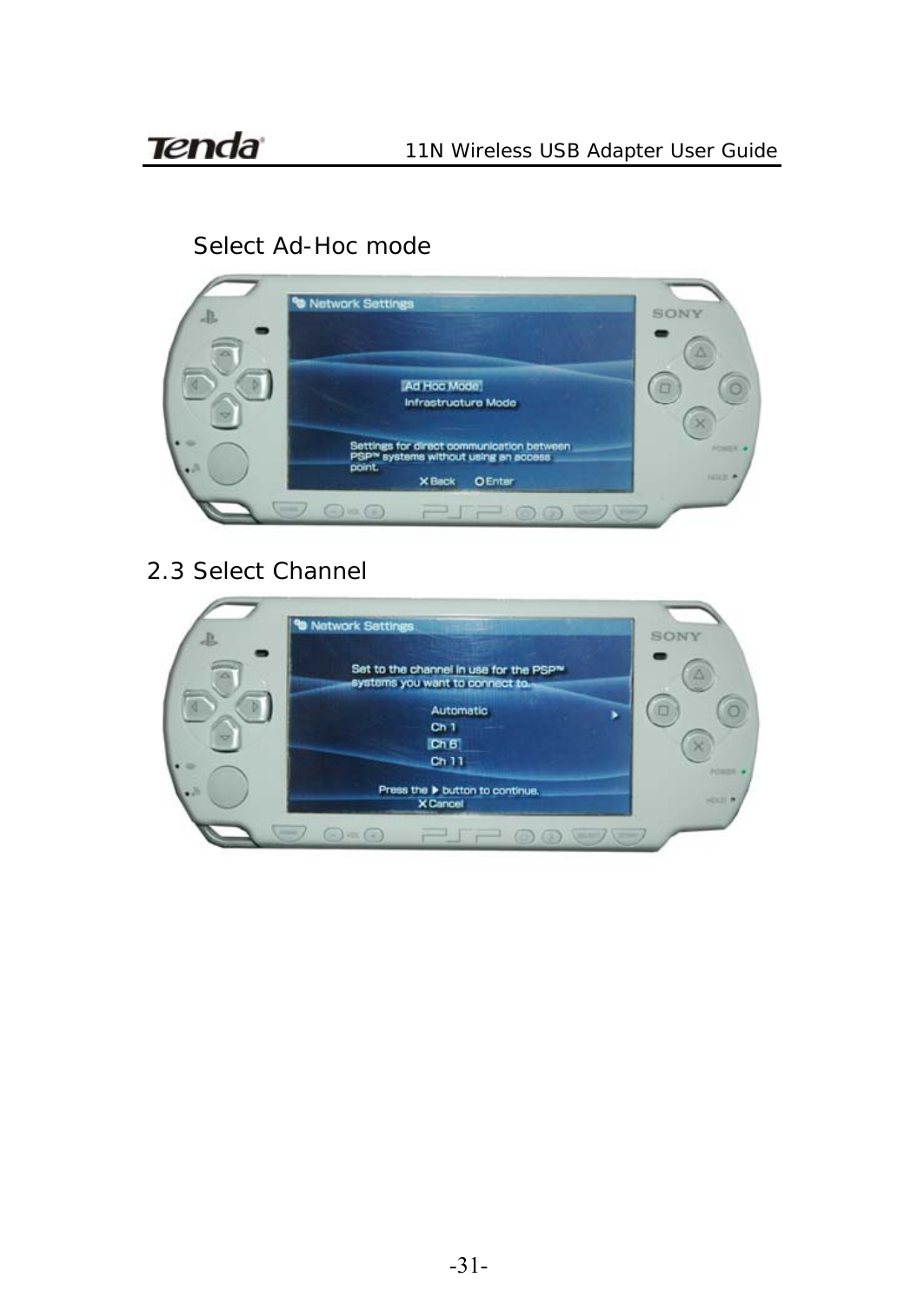Select Ad-Hoc mode

2.3 Select Channel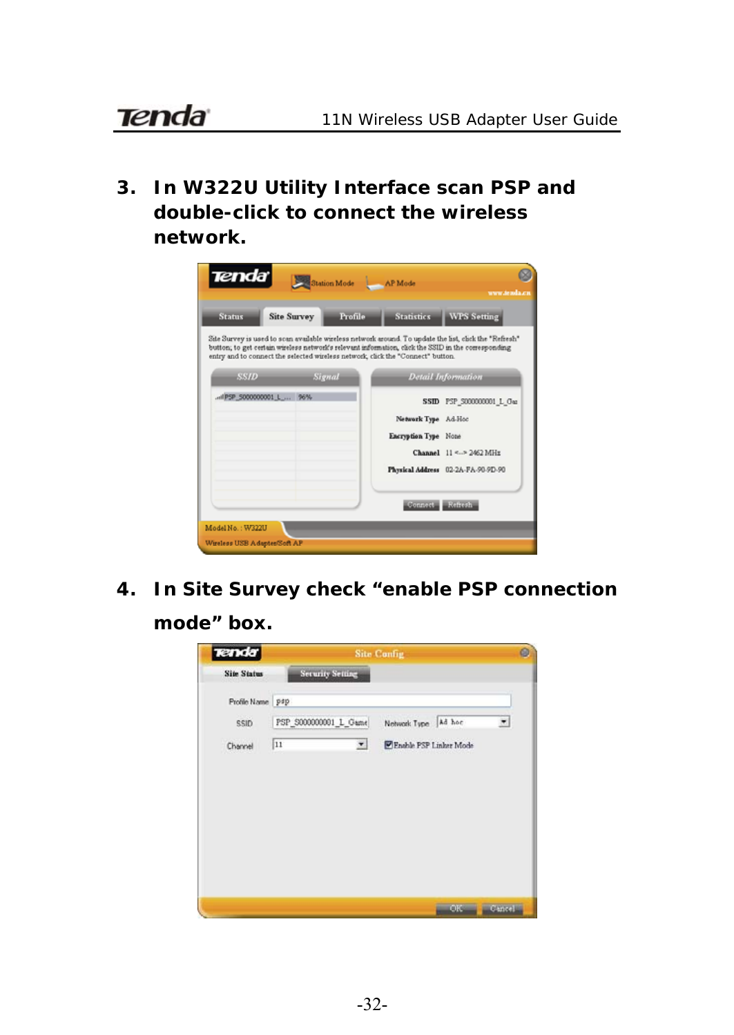3. **In W322U Utility Interface scan PSP and double-click to connect the wireless network.**

4. **In Site Survey check “enable PSP connection mode” box.**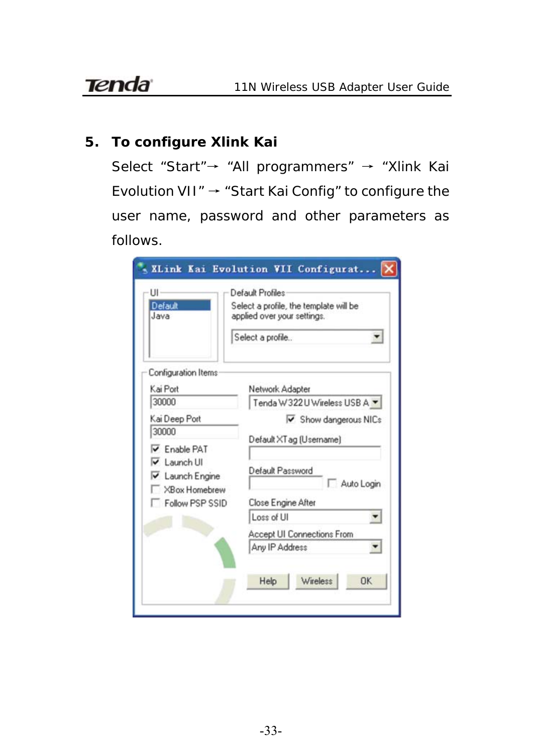## 5. To configure Xlink Kai

Select "Start"→ "All programmers" → "Xlink Kai Evolution VII" → "Start Kai Config" to configure the user name, password and other parameters as follows.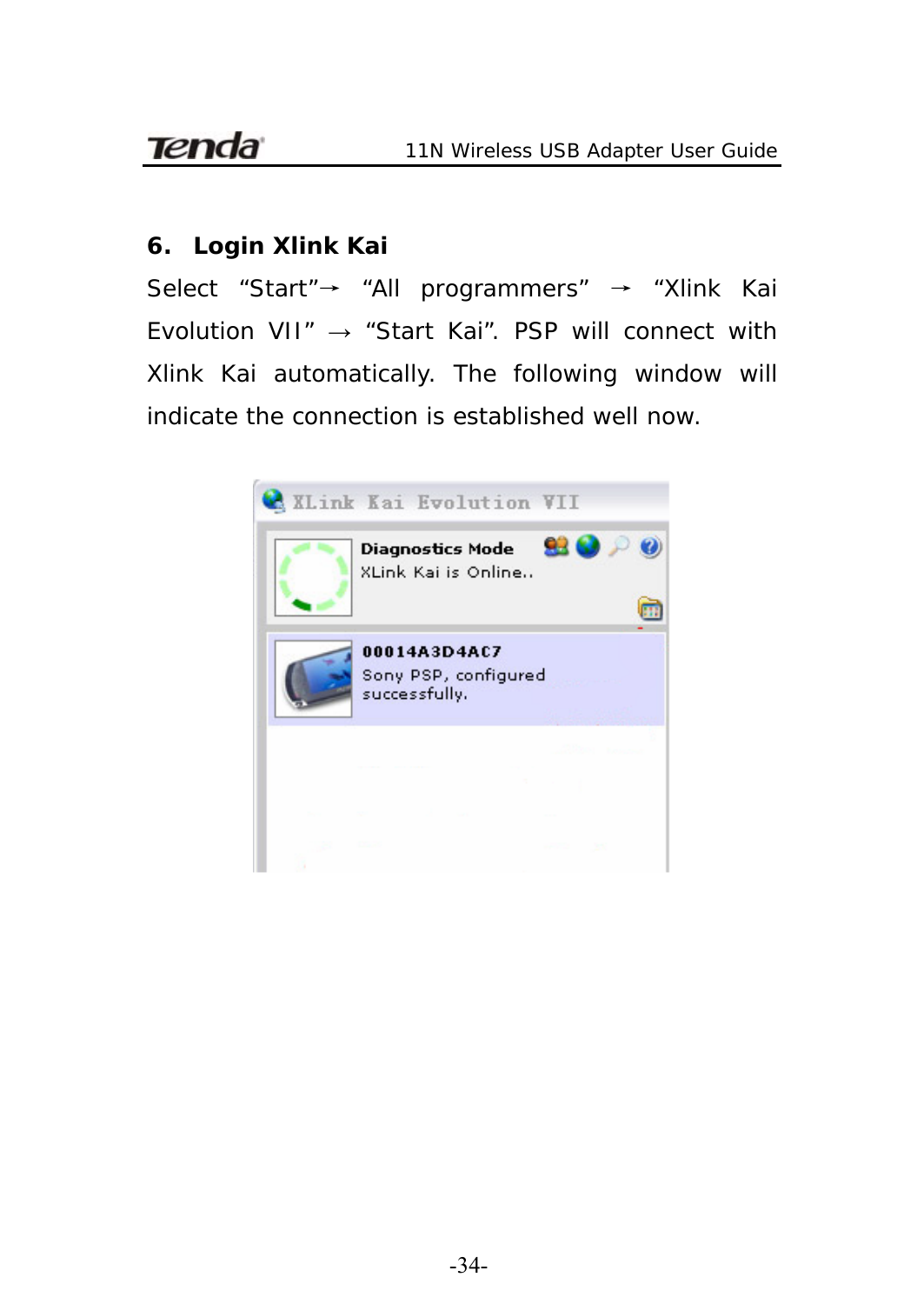### 6. Login Xlink Kai

Select "Start"→ "All programmers" → "Xlink Kai Evolution VII" → "Start Kai". PSP will connect with Xlink Kai automatically. The following window will indicate the connection is established well now.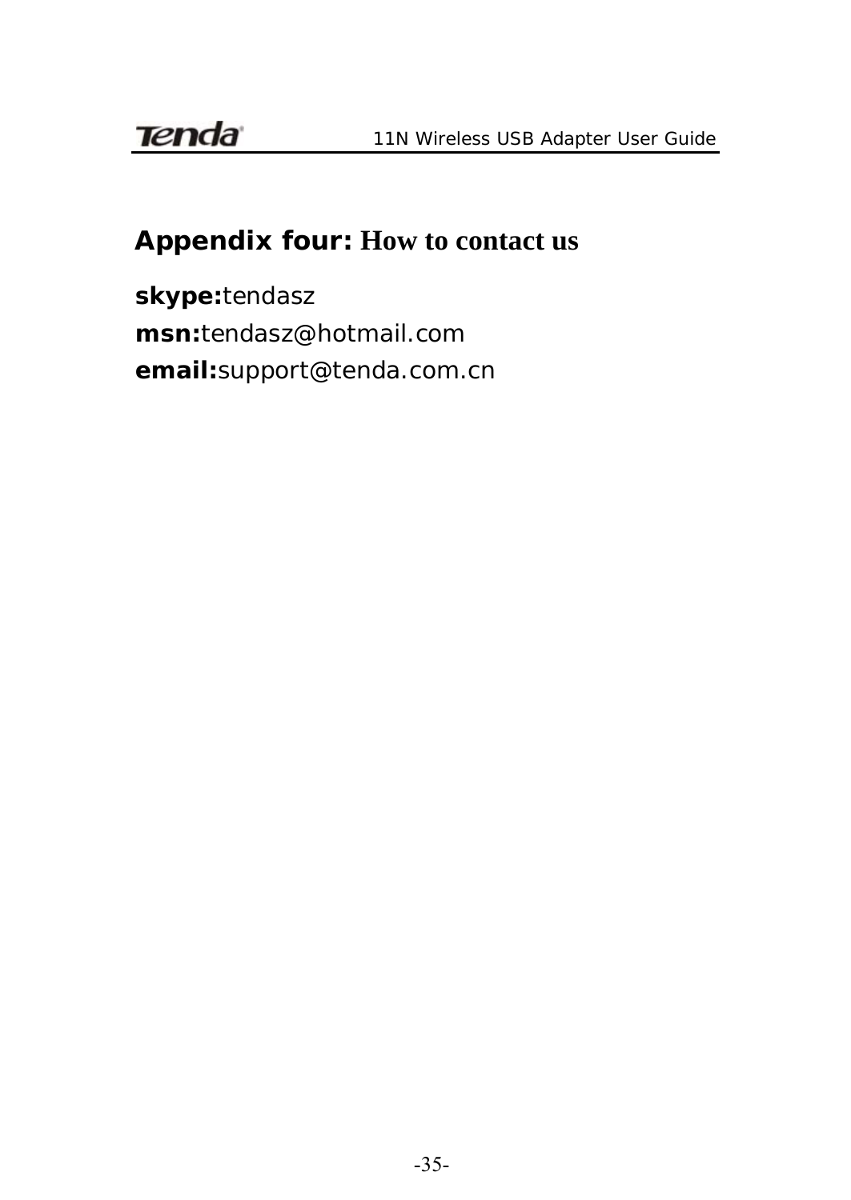## Appendix four: How to contact us

**skype:**tendasz
**msn:**tendasz@hotmail.com
**email:**support@tenda.com.cn